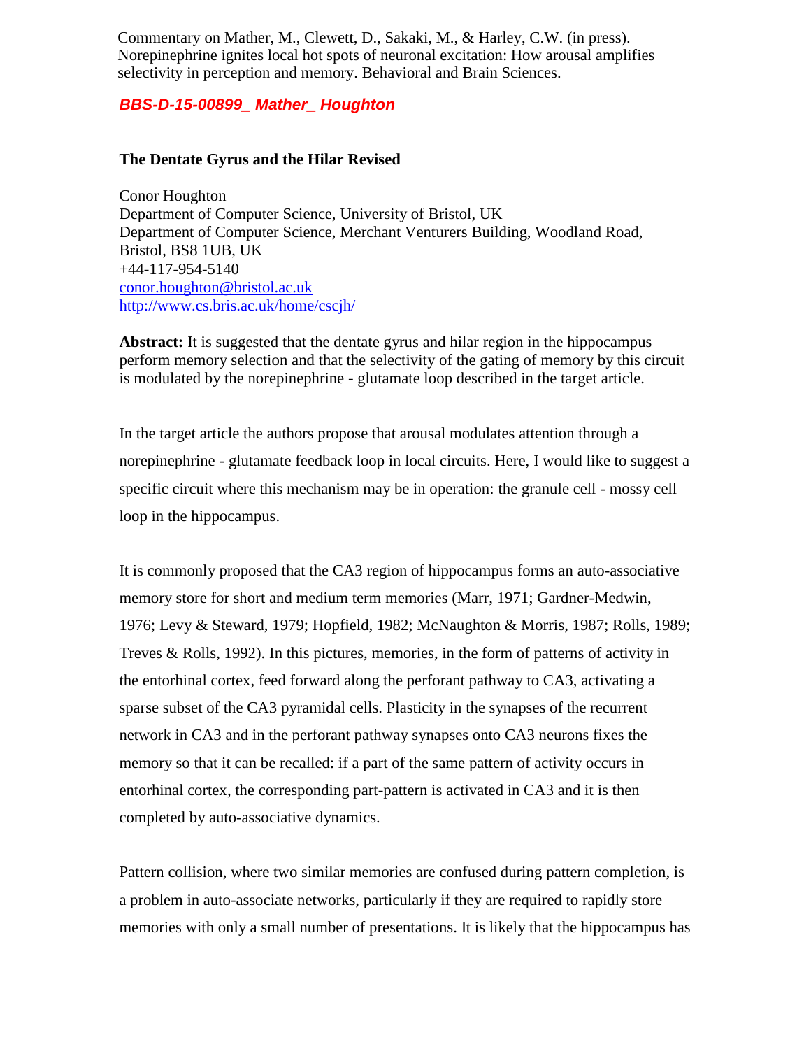Commentary on Mather, M., Clewett, D., Sakaki, M., & Harley, C.W. (in press). Norepinephrine ignites local hot spots of neuronal excitation: How arousal amplifies selectivity in perception and memory. Behavioral and Brain Sciences.

***BBS-D-15-00899_ Mather_ Houghton***

**The Dentate Gyrus and the Hilar Revised**

Conor Houghton
Department of Computer Science, University of Bristol, UK
Department of Computer Science, Merchant Venturers Building, Woodland Road, Bristol, BS8 1UB, UK
+44-117-954-5140
conor.houghton@bristol.ac.uk
http://www.cs.bris.ac.uk/home/cscjh/

**Abstract:** It is suggested that the dentate gyrus and hilar region in the hippocampus perform memory selection and that the selectivity of the gating of memory by this circuit is modulated by the norepinephrine - glutamate loop described in the target article.

In the target article the authors propose that arousal modulates attention through a norepinephrine - glutamate feedback loop in local circuits. Here, I would like to suggest a specific circuit where this mechanism may be in operation: the granule cell - mossy cell loop in the hippocampus.

It is commonly proposed that the CA3 region of hippocampus forms an auto-associative memory store for short and medium term memories (Marr, 1971; Gardner-Medwin, 1976; Levy & Steward, 1979; Hopfield, 1982; McNaughton & Morris, 1987; Rolls, 1989; Treves & Rolls, 1992). In this pictures, memories, in the form of patterns of activity in the entorhinal cortex, feed forward along the perforant pathway to CA3, activating a sparse subset of the CA3 pyramidal cells. Plasticity in the synapses of the recurrent network in CA3 and in the perforant pathway synapses onto CA3 neurons fixes the memory so that it can be recalled: if a part of the same pattern of activity occurs in entorhinal cortex, the corresponding part-pattern is activated in CA3 and it is then completed by auto-associative dynamics.

Pattern collision, where two similar memories are confused during pattern completion, is a problem in auto-associate networks, particularly if they are required to rapidly store memories with only a small number of presentations. It is likely that the hippocampus has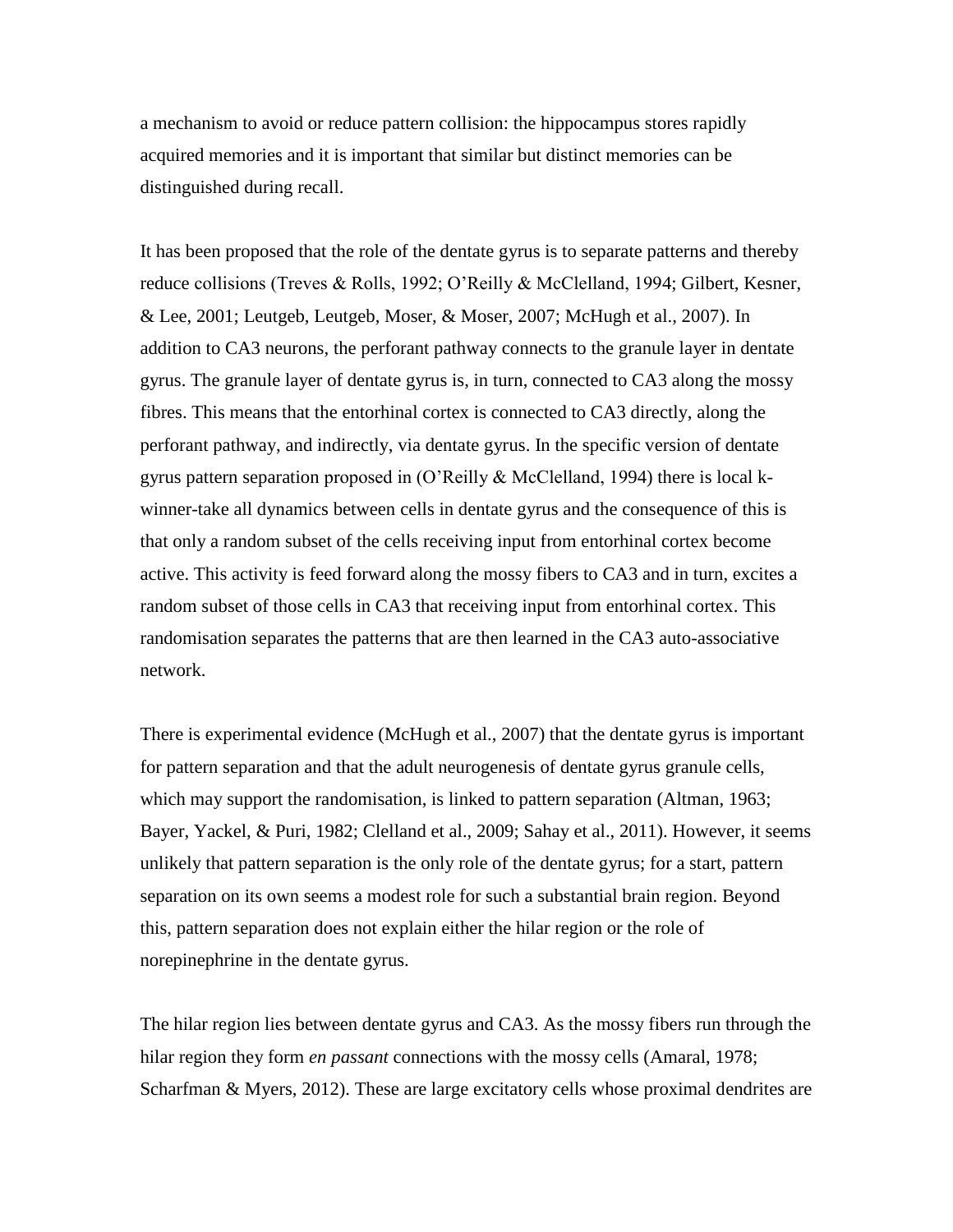a mechanism to avoid or reduce pattern collision: the hippocampus stores rapidly acquired memories and it is important that similar but distinct memories can be distinguished during recall.

It has been proposed that the role of the dentate gyrus is to separate patterns and thereby reduce collisions (Treves & Rolls, 1992; O'Reilly & McClelland, 1994; Gilbert, Kesner, & Lee, 2001; Leutgeb, Leutgeb, Moser, & Moser, 2007; McHugh et al., 2007). In addition to CA3 neurons, the perforant pathway connects to the granule layer in dentate gyrus. The granule layer of dentate gyrus is, in turn, connected to CA3 along the mossy fibres. This means that the entorhinal cortex is connected to CA3 directly, along the perforant pathway, and indirectly, via dentate gyrus. In the specific version of dentate gyrus pattern separation proposed in (O'Reilly & McClelland, 1994) there is local k-winner-take all dynamics between cells in dentate gyrus and the consequence of this is that only a random subset of the cells receiving input from entorhinal cortex become active. This activity is feed forward along the mossy fibers to CA3 and in turn, excites a random subset of those cells in CA3 that receiving input from entorhinal cortex. This randomisation separates the patterns that are then learned in the CA3 auto-associative network.

There is experimental evidence (McHugh et al., 2007) that the dentate gyrus is important for pattern separation and that the adult neurogenesis of dentate gyrus granule cells, which may support the randomisation, is linked to pattern separation (Altman, 1963; Bayer, Yackel, & Puri, 1982; Clelland et al., 2009; Sahay et al., 2011). However, it seems unlikely that pattern separation is the only role of the dentate gyrus; for a start, pattern separation on its own seems a modest role for such a substantial brain region. Beyond this, pattern separation does not explain either the hilar region or the role of norepinephrine in the dentate gyrus.

The hilar region lies between dentate gyrus and CA3. As the mossy fibers run through the hilar region they form *en passant* connections with the mossy cells (Amaral, 1978; Scharfman & Myers, 2012). These are large excitatory cells whose proximal dendrites are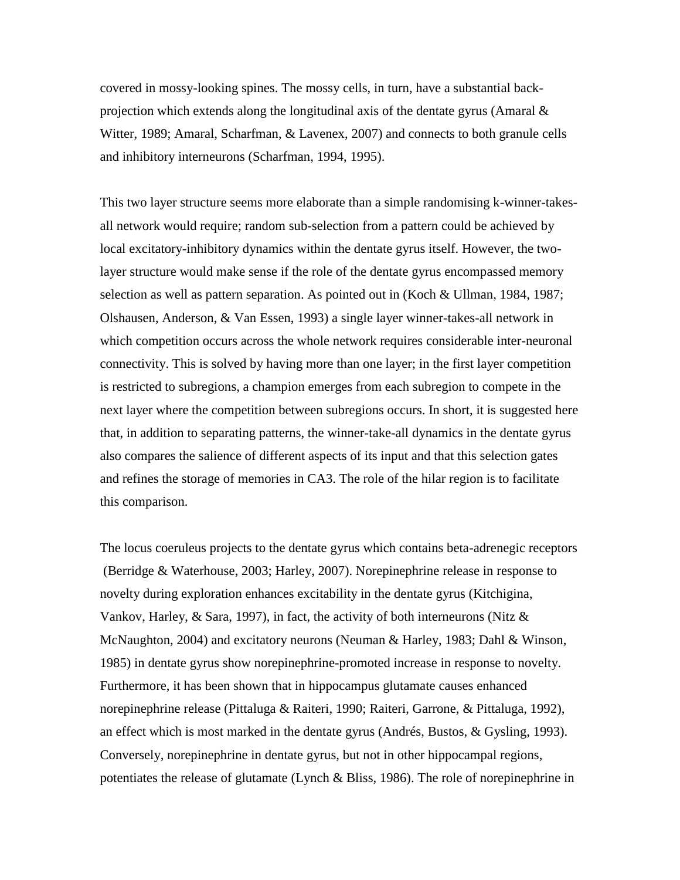covered in mossy-looking spines. The mossy cells, in turn, have a substantial back-projection which extends along the longitudinal axis of the dentate gyrus (Amaral & Witter, 1989; Amaral, Scharfman, & Lavenex, 2007) and connects to both granule cells and inhibitory interneurons (Scharfman, 1994, 1995).

This two layer structure seems more elaborate than a simple randomising k-winner-takes-all network would require; random sub-selection from a pattern could be achieved by local excitatory-inhibitory dynamics within the dentate gyrus itself. However, the two-layer structure would make sense if the role of the dentate gyrus encompassed memory selection as well as pattern separation. As pointed out in (Koch & Ullman, 1984, 1987; Olshausen, Anderson, & Van Essen, 1993) a single layer winner-takes-all network in which competition occurs across the whole network requires considerable inter-neuronal connectivity. This is solved by having more than one layer; in the first layer competition is restricted to subregions, a champion emerges from each subregion to compete in the next layer where the competition between subregions occurs. In short, it is suggested here that, in addition to separating patterns, the winner-take-all dynamics in the dentate gyrus also compares the salience of different aspects of its input and that this selection gates and refines the storage of memories in CA3. The role of the hilar region is to facilitate this comparison.

The locus coeruleus projects to the dentate gyrus which contains beta-adrenegic receptors (Berridge & Waterhouse, 2003; Harley, 2007). Norepinephrine release in response to novelty during exploration enhances excitability in the dentate gyrus (Kitchigina, Vankov, Harley, & Sara, 1997), in fact, the activity of both interneurons (Nitz & McNaughton, 2004) and excitatory neurons (Neuman & Harley, 1983; Dahl & Winson, 1985) in dentate gyrus show norepinephrine-promoted increase in response to novelty. Furthermore, it has been shown that in hippocampus glutamate causes enhanced norepinephrine release (Pittaluga & Raiteri, 1990; Raiteri, Garrone, & Pittaluga, 1992), an effect which is most marked in the dentate gyrus (Andrés, Bustos, & Gysling, 1993). Conversely, norepinephrine in dentate gyrus, but not in other hippocampal regions, potentiates the release of glutamate (Lynch & Bliss, 1986). The role of norepinephrine in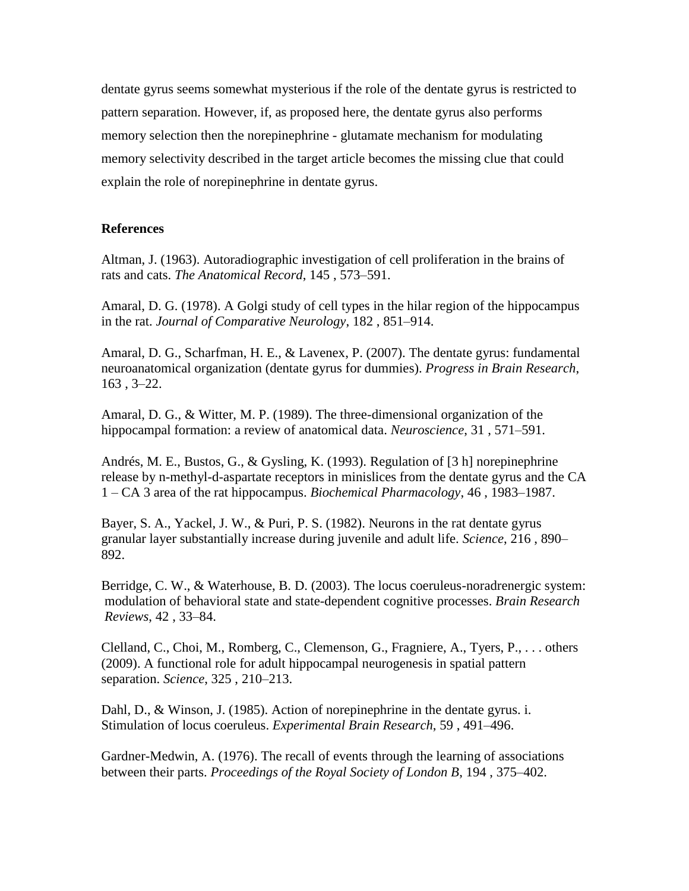dentate gyrus seems somewhat mysterious if the role of the dentate gyrus is restricted to pattern separation. However, if, as proposed here, the dentate gyrus also performs memory selection then the norepinephrine - glutamate mechanism for modulating memory selectivity described in the target article becomes the missing clue that could explain the role of norepinephrine in dentate gyrus.

## References

Altman, J. (1963). Autoradiographic investigation of cell proliferation in the brains of rats and cats. *The Anatomical Record*, 145 , 573–591.

Amaral, D. G. (1978). A Golgi study of cell types in the hilar region of the hippocampus in the rat. *Journal of Comparative Neurology*, 182 , 851–914.

Amaral, D. G., Scharfman, H. E., & Lavenex, P. (2007). The dentate gyrus: fundamental neuroanatomical organization (dentate gyrus for dummies). *Progress in Brain Research*, 163 , 3–22.

Amaral, D. G., & Witter, M. P. (1989). The three-dimensional organization of the hippocampal formation: a review of anatomical data. *Neuroscience*, 31 , 571–591.

Andrés, M. E., Bustos, G., & Gysling, K. (1993). Regulation of [3 h] norepinephrine release by n-methyl-d-aspartate receptors in minislices from the dentate gyrus and the CA 1 – CA 3 area of the rat hippocampus. *Biochemical Pharmacology*, 46 , 1983–1987.

Bayer, S. A., Yackel, J. W., & Puri, P. S. (1982). Neurons in the rat dentate gyrus granular layer substantially increase during juvenile and adult life. *Science*, 216 , 890–892.

Berridge, C. W., & Waterhouse, B. D. (2003). The locus coeruleus-noradrenergic system: modulation of behavioral state and state-dependent cognitive processes. *Brain Research Reviews*, 42 , 33–84.

Clelland, C., Choi, M., Romberg, C., Clemenson, G., Fragniere, A., Tyers, P., . . . others (2009). A functional role for adult hippocampal neurogenesis in spatial pattern separation. *Science*, 325 , 210–213.

Dahl, D., & Winson, J. (1985). Action of norepinephrine in the dentate gyrus. i. Stimulation of locus coeruleus. *Experimental Brain Research*, 59 , 491–496.

Gardner-Medwin, A. (1976). The recall of events through the learning of associations between their parts. *Proceedings of the Royal Society of London B*, 194 , 375–402.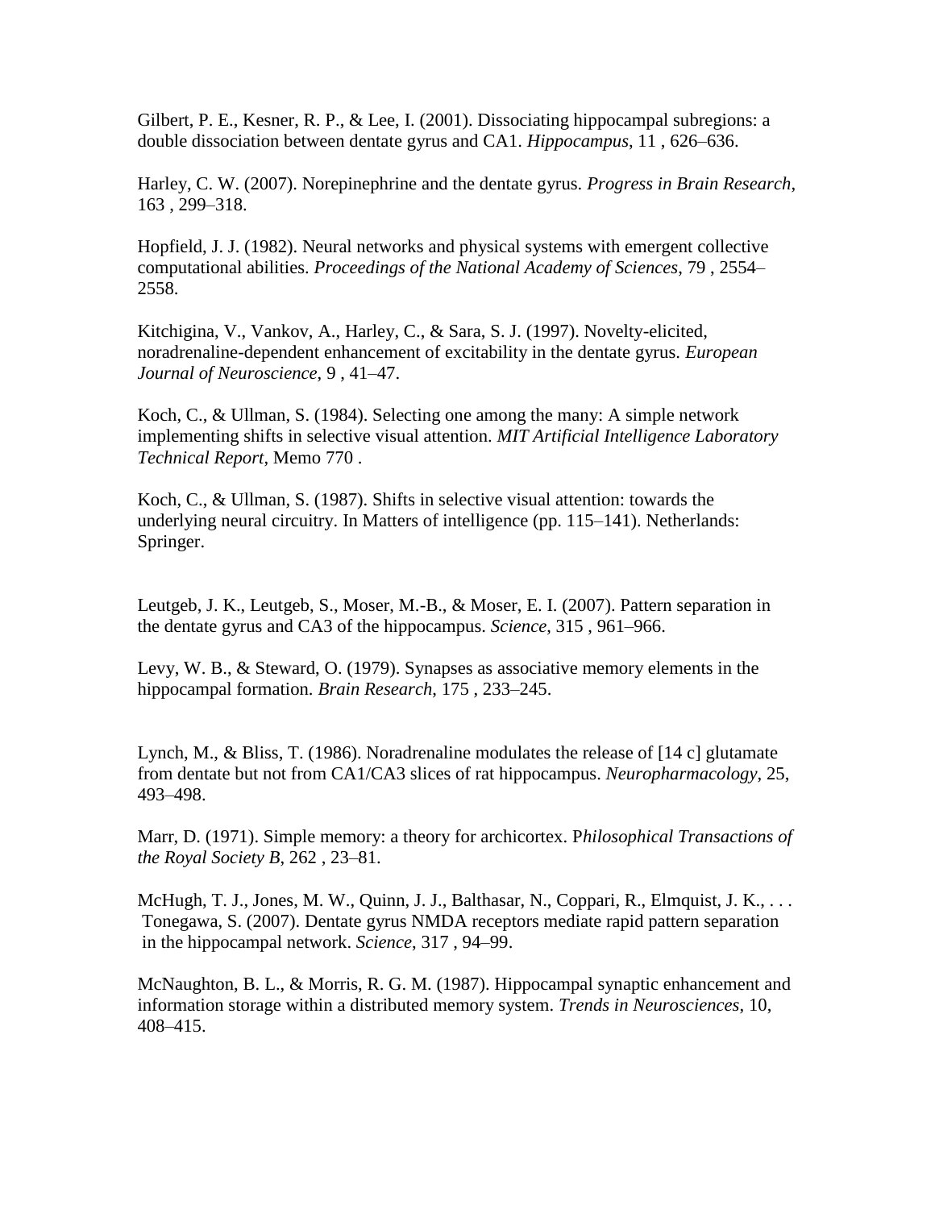Gilbert, P. E., Kesner, R. P., & Lee, I. (2001). Dissociating hippocampal subregions: a double dissociation between dentate gyrus and CA1. *Hippocampus*, 11 , 626–636.

Harley, C. W. (2007). Norepinephrine and the dentate gyrus. *Progress in Brain Research*, 163 , 299–318.

Hopfield, J. J. (1982). Neural networks and physical systems with emergent collective computational abilities. *Proceedings of the National Academy of Sciences*, 79 , 2554–2558.

Kitchigina, V., Vankov, A., Harley, C., & Sara, S. J. (1997). Novelty-elicited, noradrenaline-dependent enhancement of excitability in the dentate gyrus. *European Journal of Neuroscience*, 9 , 41–47.

Koch, C., & Ullman, S. (1984). Selecting one among the many: A simple network implementing shifts in selective visual attention. *MIT Artificial Intelligence Laboratory Technical Report*, Memo 770 .

Koch, C., & Ullman, S. (1987). Shifts in selective visual attention: towards the underlying neural circuitry. In Matters of intelligence (pp. 115–141). Netherlands: Springer.

Leutgeb, J. K., Leutgeb, S., Moser, M.-B., & Moser, E. I. (2007). Pattern separation in the dentate gyrus and CA3 of the hippocampus. *Science*, 315 , 961–966.

Levy, W. B., & Steward, O. (1979). Synapses as associative memory elements in the hippocampal formation. *Brain Research*, 175 , 233–245.

Lynch, M., & Bliss, T. (1986). Noradrenaline modulates the release of [14 c] glutamate from dentate but not from CA1/CA3 slices of rat hippocampus. *Neuropharmacology*, 25, 493–498.

Marr, D. (1971). Simple memory: a theory for archicortex. P*hilosophical Transactions of the Royal Society B*, 262 , 23–81.

McHugh, T. J., Jones, M. W., Quinn, J. J., Balthasar, N., Coppari, R., Elmquist, J. K., . . . Tonegawa, S. (2007). Dentate gyrus NMDA receptors mediate rapid pattern separation in the hippocampal network. *Science*, 317 , 94–99.

McNaughton, B. L., & Morris, R. G. M. (1987). Hippocampal synaptic enhancement and information storage within a distributed memory system. *Trends in Neurosciences*, 10, 408–415.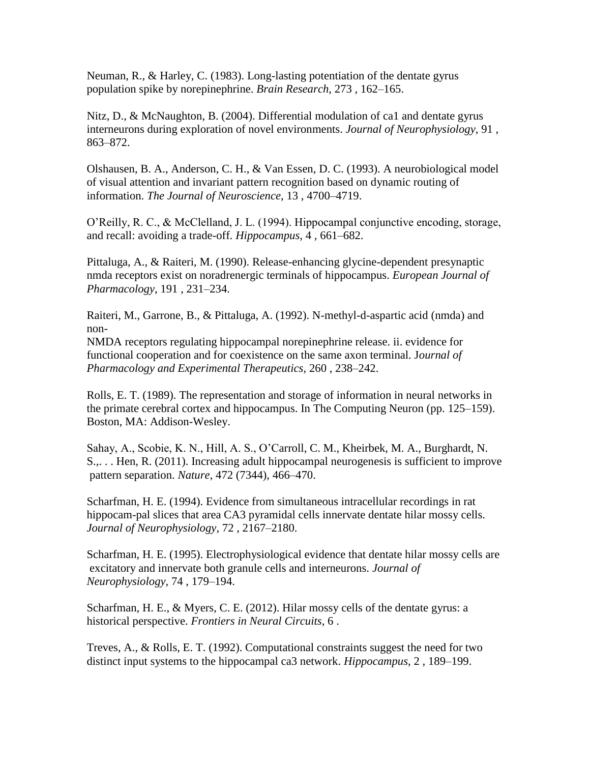Neuman, R., & Harley, C. (1983). Long-lasting potentiation of the dentate gyrus population spike by norepinephrine. *Brain Research*, 273 , 162–165.

Nitz, D., & McNaughton, B. (2004). Differential modulation of ca1 and dentate gyrus interneurons during exploration of novel environments. *Journal of Neurophysiology*, 91 , 863–872.

Olshausen, B. A., Anderson, C. H., & Van Essen, D. C. (1993). A neurobiological model of visual attention and invariant pattern recognition based on dynamic routing of information. *The Journal of Neuroscience*, 13 , 4700–4719.

O'Reilly, R. C., & McClelland, J. L. (1994). Hippocampal conjunctive encoding, storage, and recall: avoiding a trade-off. *Hippocampus*, 4 , 661–682.

Pittaluga, A., & Raiteri, M. (1990). Release-enhancing glycine-dependent presynaptic nmda receptors exist on noradrenergic terminals of hippocampus. *European Journal of Pharmacology*, 191 , 231–234.

Raiteri, M., Garrone, B., & Pittaluga, A. (1992). N-methyl-d-aspartic acid (nmda) and non-
NMDA receptors regulating hippocampal norepinephrine release. ii. evidence for functional cooperation and for coexistence on the same axon terminal. J*ournal of Pharmacology and Experimental Therapeutics*, 260 , 238–242.

Rolls, E. T. (1989). The representation and storage of information in neural networks in the primate cerebral cortex and hippocampus. In The Computing Neuron (pp. 125–159). Boston, MA: Addison-Wesley.

Sahay, A., Scobie, K. N., Hill, A. S., O'Carroll, C. M., Kheirbek, M. A., Burghardt, N. S.,. . . Hen, R. (2011). Increasing adult hippocampal neurogenesis is sufficient to improve pattern separation. *Nature*, 472 (7344), 466–470.

Scharfman, H. E. (1994). Evidence from simultaneous intracellular recordings in rat hippocam-pal slices that area CA3 pyramidal cells innervate dentate hilar mossy cells. *Journal of Neurophysiology*, 72 , 2167–2180.

Scharfman, H. E. (1995). Electrophysiological evidence that dentate hilar mossy cells are excitatory and innervate both granule cells and interneurons. *Journal of Neurophysiology*, 74 , 179–194.

Scharfman, H. E., & Myers, C. E. (2012). Hilar mossy cells of the dentate gyrus: a historical perspective. *Frontiers in Neural Circuits*, 6 .

Treves, A., & Rolls, E. T. (1992). Computational constraints suggest the need for two distinct input systems to the hippocampal ca3 network. *Hippocampus*, 2 , 189–199.